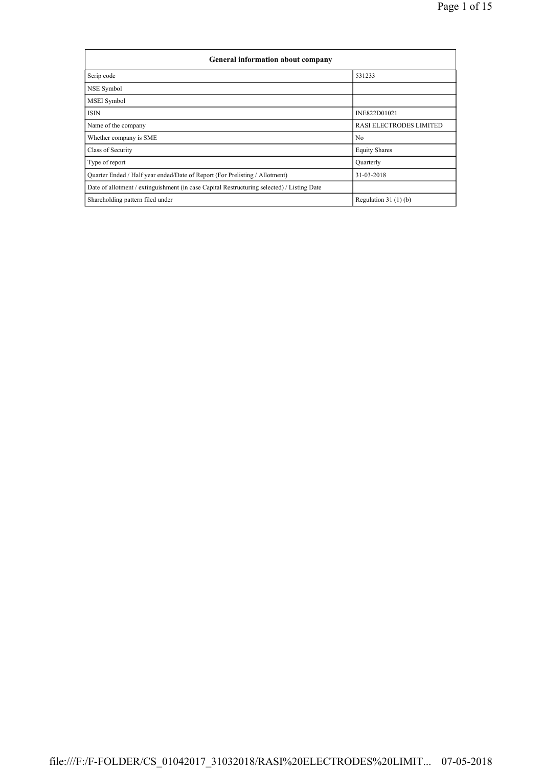| General information about company | |
|---|---|
| Scrip code | 531233 |
| NSE Symbol | |
| MSEI Symbol | |
| ISIN | INE822D01021 |
| Name of the company | RASI ELECTRODES LIMITED |
| Whether company is SME | No |
| Class of Security | Equity Shares |
| Type of report | Quarterly |
| Quarter Ended / Half year ended/Date of Report (For Prelisting / Allotment) | 31-03-2018 |
| Date of allotment / extinguishment (in case Capital Restructuring selected) / Listing Date | |
| Shareholding pattern filed under | Regulation 31 (1) (b) |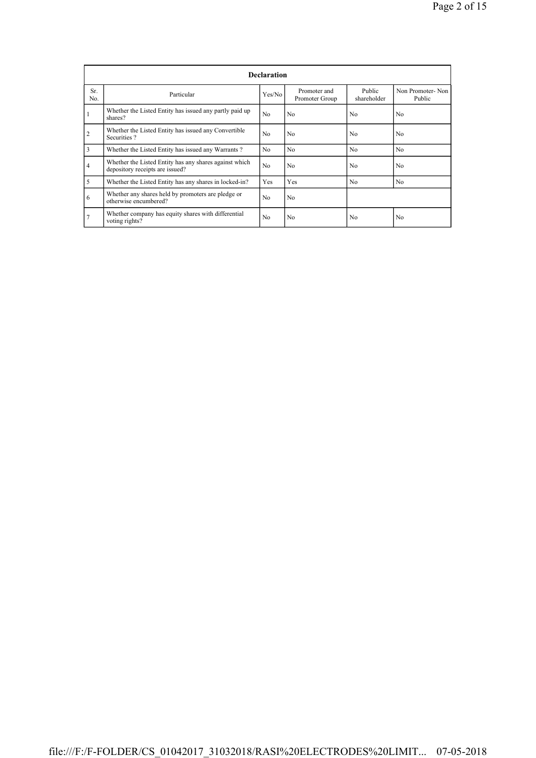| Declaration | | | | | |
|---|---|---|---|---|---|
| Sr. No. | Particular | Yes/No | Promoter and Promoter Group | Public shareholder | Non Promoter- Non Public |
| 1 | Whether the Listed Entity has issued any partly paid up shares? | No | No | No | No |
| 2 | Whether the Listed Entity has issued any Convertible Securities ? | No | No | No | No |
| 3 | Whether the Listed Entity has issued any Warrants ? | No | No | No | No |
| 4 | Whether the Listed Entity has any shares against which depository receipts are issued? | No | No | No | No |
| 5 | Whether the Listed Entity has any shares in locked-in? | Yes | Yes | No | No |
| 6 | Whether any shares held by promoters are pledge or otherwise encumbered? | No | No | | |
| 7 | Whether company has equity shares with differential voting rights? | No | No | No | No |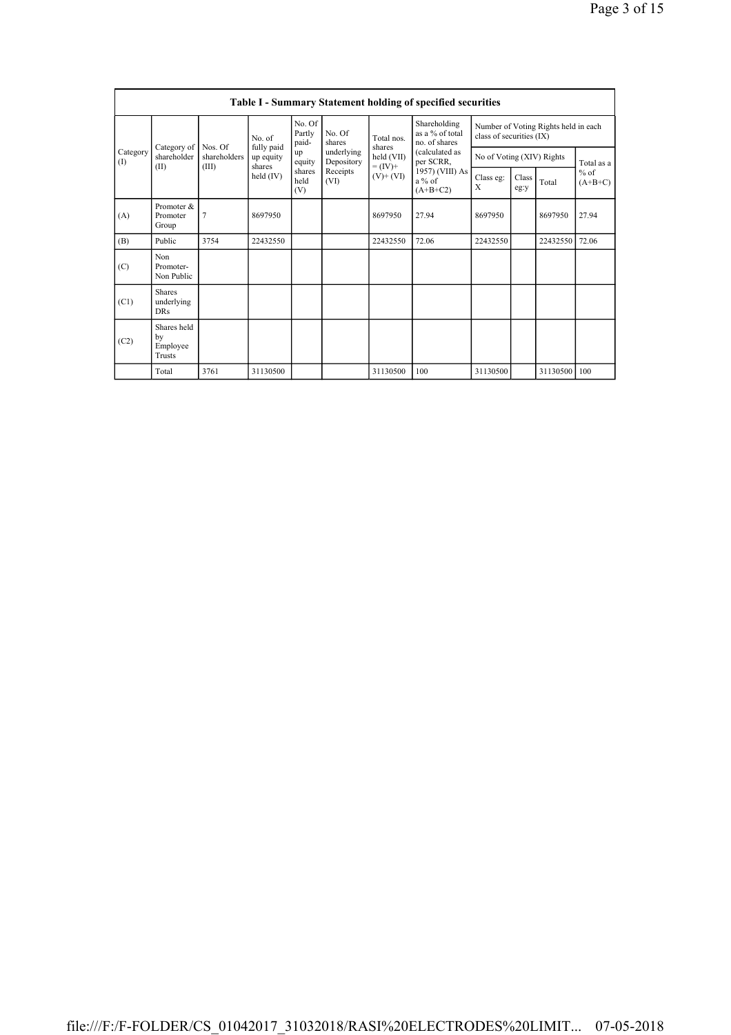## Table I - Summary Statement holding of specified securities

| Category (I) | Category of shareholder (II) | Nos. Of shareholders (III) | No. of fully paid up equity shares held (IV) | No. Of Partly paid-up equity shares held (V) | No. Of shares underlying Depository Receipts (VI) | Total nos. shares held (VII) = (IV)+ (V)+ (VI) | Shareholding as a % of total no. of shares (calculated as per SCRR, 1957) (VIII) As a % of (A+B+C2) | Number of Voting Rights held in each class of securities (IX) | | | |
|---|---|---|---|---|---|---|---|---|---|---|---|
| | | | | | | | | No of Voting (XIV) Rights | | | Total as a % of (A+B+C) |
| | | | | | | | | Class eg: X | Class eg:y | Total | |
| (A) | Promoter & Promoter Group | 7 | 8697950 | | | 8697950 | 27.94 | 8697950 | | 8697950 | 27.94 |
| (B) | Public | 3754 | 22432550 | | | 22432550 | 72.06 | 22432550 | | 22432550 | 72.06 |
| (C) | Non Promoter- Non Public | | | | | | | | | | |
| (C1) | Shares underlying DRs | | | | | | | | | | |
| (C2) | Shares held by Employee Trusts | | | | | | | | | | |
| | Total | 3761 | 31130500 | | | 31130500 | 100 | 31130500 | | 31130500 | 100 |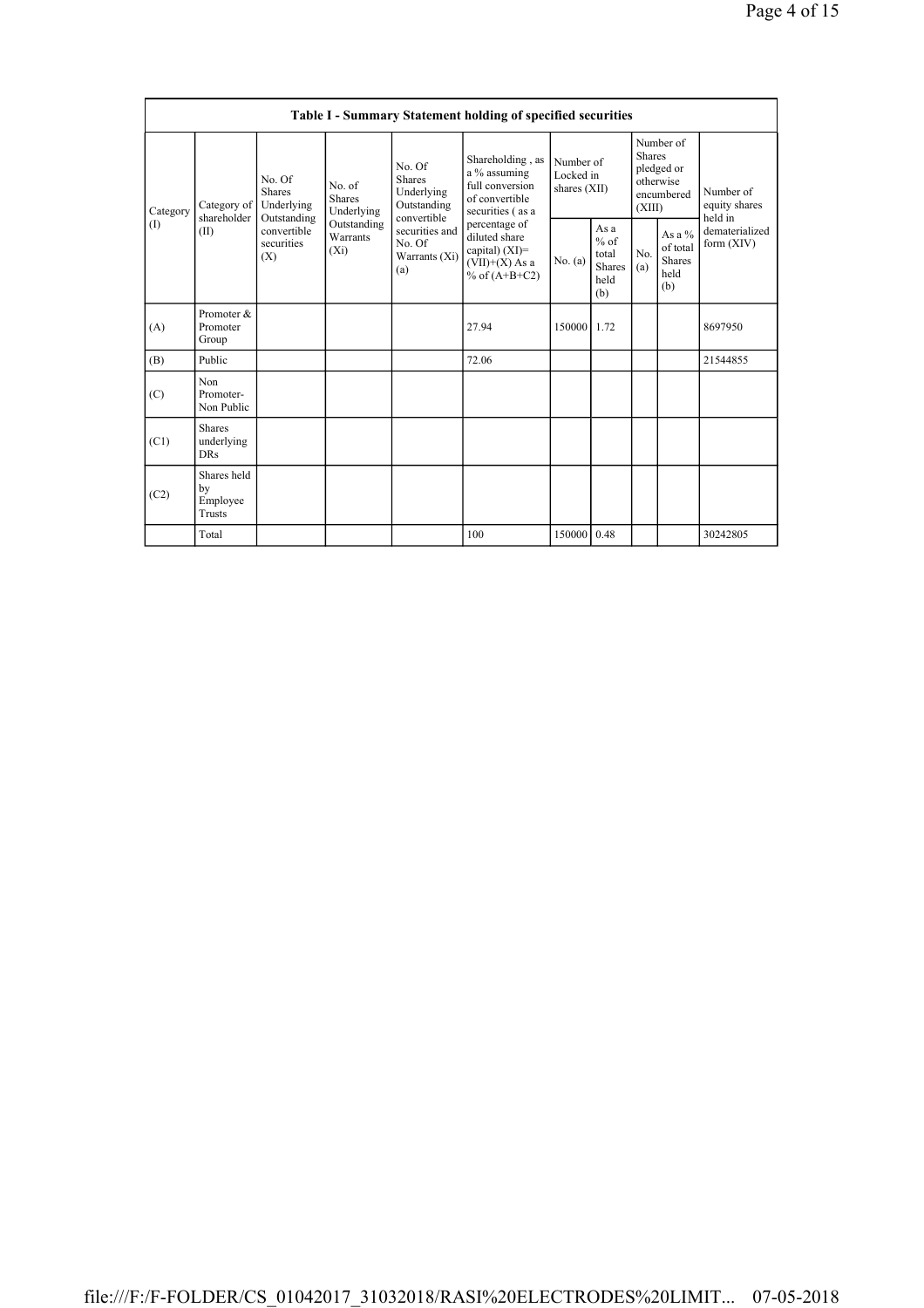| Table I - Summary Statement holding of specified securities | | | | | | | | | | | |
|---|---|---|---|---|---|---|---|---|---|---|---|
| Category (I) | Category of shareholder (II) | No. Of Shares Underlying Outstanding convertible securities (X) | No. of Shares Underlying Outstanding Warrants (Xi) | No. Of Shares Underlying Outstanding convertible securities and No. Of Warrants (Xi) (a) | Shareholding , as a % assuming full conversion of convertible securities ( as a percentage of diluted share capital) (XI)= (VII)+(X) As a % of (A+B+C2) | Number of Locked in shares (XII) | | Number of Shares pledged or otherwise encumbered (XIII) | | Number of equity shares held in dematerialized form (XIV) |
| | | | | | | No. (a) | As a % of total Shares held (b) | No. (a) | As a % of total Shares held (b) | |
| (A) | Promoter & Promoter Group | | | | 27.94 | 150000 | 1.72 | | | 8697950 |
| (B) | Public | | | | 72.06 | | | | | 21544855 |
| (C) | Non Promoter- Non Public | | | | | | | | | |
| (C1) | Shares underlying DRs | | | | | | | | | |
| (C2) | Shares held by Employee Trusts | | | | | | | | | |
| | Total | | | | 100 | 150000 | 0.48 | | | 30242805 |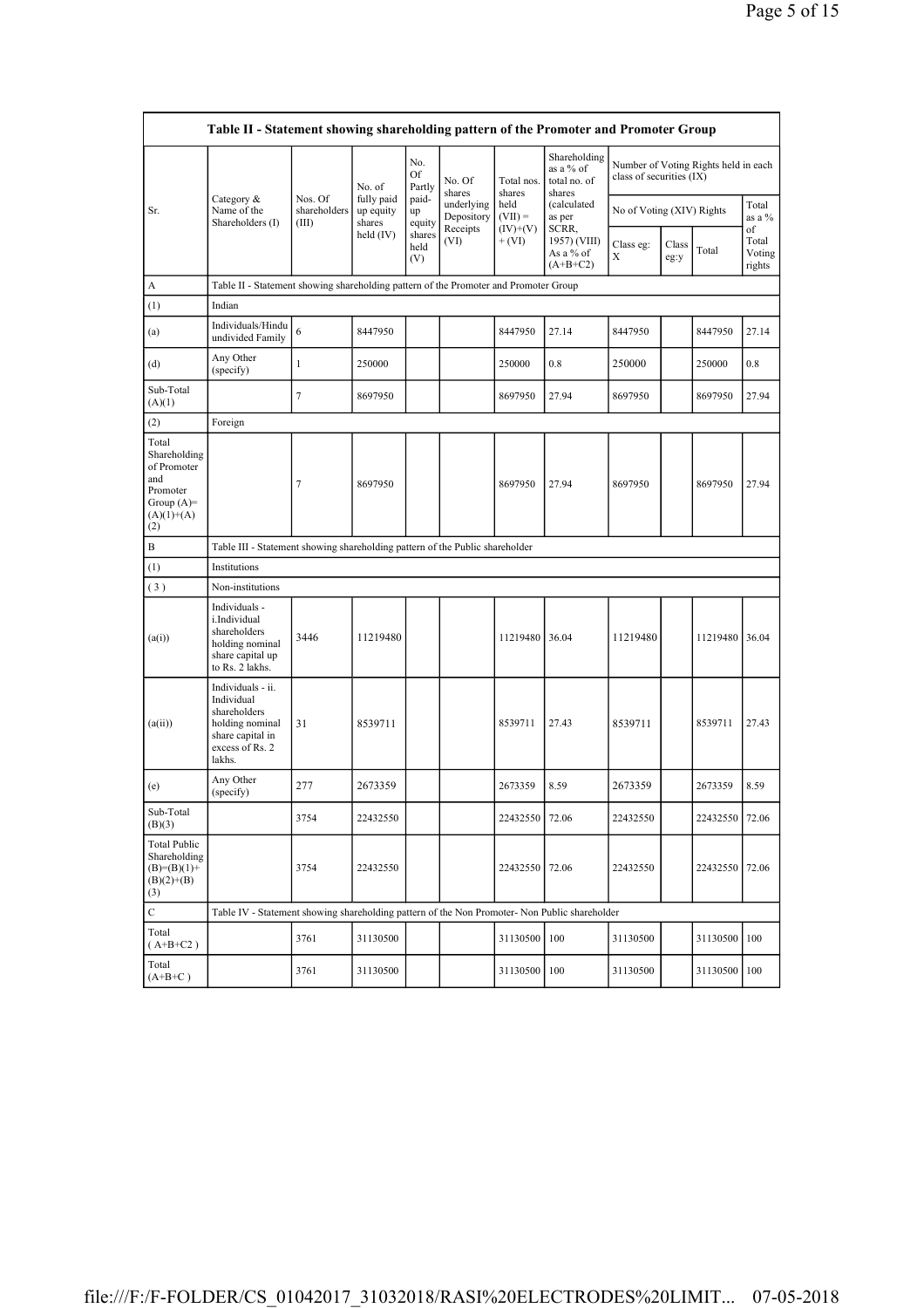| Table II - Statement showing shareholding pattern of the Promoter and Promoter Group | | | | | | | | | | | | |
|---|---|---|---|---|---|---|---|---|---|---|---|---|
| Sr. | Category & Name of the Shareholders (I) | Nos. Of shareholders (III) | No. of fully paid up equity shares held (IV) | No. Of Partly paid-up equity shares held (V) | No. Of shares underlying Depository Receipts (VI) | Total nos. shares held (VII) = (IV)+(V)+ (VI) | Shareholding as a % of total no. of shares (calculated as per SCRR, 1957) (VIII) As a % of (A+B+C2) | Number of Voting Rights held in each class of securities (IX) | | | |
| | | | | | | | | No of Voting (XIV) Rights | | | Total as a % of Total Voting rights |
| | | | | | | | | Class eg: X | Class eg:y | Total | |
| A | Table II - Statement showing shareholding pattern of the Promoter and Promoter Group | | | | | | | | | | |
| (1) | Indian | | | | | | | | | | |
| (a) | Individuals/Hindu undivided Family | 6 | 8447950 | | | 8447950 | 27.14 | 8447950 | | 8447950 | 27.14 |
| (d) | Any Other (specify) | 1 | 250000 | | | 250000 | 0.8 | 250000 | | 250000 | 0.8 |
| Sub-Total (A)(1) | | 7 | 8697950 | | | 8697950 | 27.94 | 8697950 | | 8697950 | 27.94 |
| (2) | Foreign | | | | | | | | | | |
| Total Shareholding of Promoter and Promoter Group (A)=(A)(1)+(A)(2) | | 7 | 8697950 | | | 8697950 | 27.94 | 8697950 | | 8697950 | 27.94 |
| B | Table III - Statement showing shareholding pattern of the Public shareholder | | | | | | | | | | |
| (1) | Institutions | | | | | | | | | | |
| (3) | Non-institutions | | | | | | | | | | |
| (a(i)) | Individuals - i.Individual shareholders holding nominal share capital up to Rs. 2 lakhs. | 3446 | 11219480 | | | 11219480 | 36.04 | 11219480 | | 11219480 | 36.04 |
| (a(ii)) | Individuals - ii. Individual shareholders holding nominal share capital in excess of Rs. 2 lakhs. | 31 | 8539711 | | | 8539711 | 27.43 | 8539711 | | 8539711 | 27.43 |
| (e) | Any Other (specify) | 277 | 2673359 | | | 2673359 | 8.59 | 2673359 | | 2673359 | 8.59 |
| Sub-Total (B)(3) | | 3754 | 22432550 | | | 22432550 | 72.06 | 22432550 | | 22432550 | 72.06 |
| Total Public Shareholding (B)=(B)(1)+(B)(2)+(B)(3) | | 3754 | 22432550 | | | 22432550 | 72.06 | 22432550 | | 22432550 | 72.06 |
| C | Table IV - Statement showing shareholding pattern of the Non Promoter- Non Public shareholder | | | | | | | | | | |
| Total ( A+B+C2 ) | | 3761 | 31130500 | | | 31130500 | 100 | 31130500 | | 31130500 | 100 |
| Total (A+B+C ) | | 3761 | 31130500 | | | 31130500 | 100 | 31130500 | | 31130500 | 100 |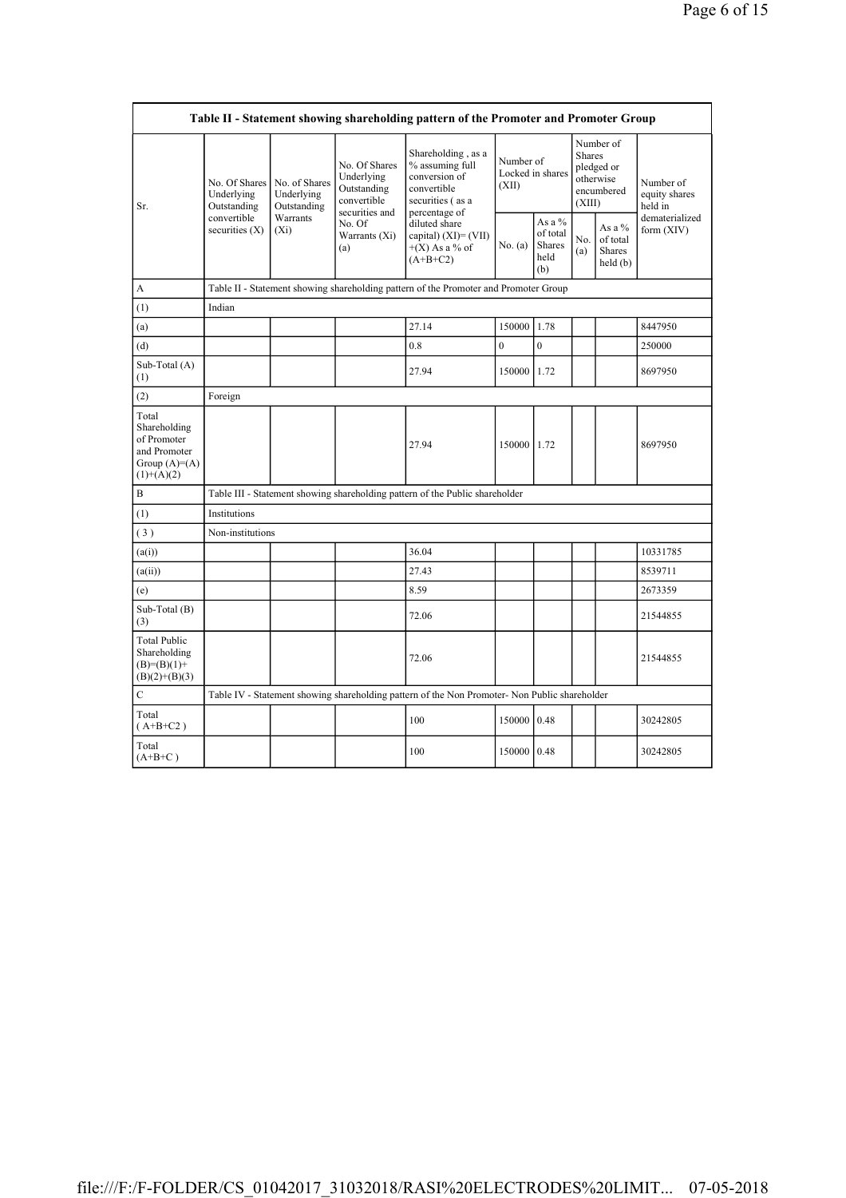| Table II - Statement showing shareholding pattern of the Promoter and Promoter Group | | | | | | | | | |
|---|---|---|---|---|---|---|---|---|---|
| Sr. | No. Of Shares Underlying Outstanding convertible securities (X) | No. of Shares Underlying Outstanding Warrants (Xi) | No. Of Shares Underlying Outstanding convertible securities and No. Of Warrants (Xi) (a) | Shareholding , as a % assuming full conversion of convertible securities ( as a percentage of diluted share capital) (XI)= (VII)+(X) As a % of (A+B+C2) | Number of Locked in shares (XII) | | Number of Shares pledged or otherwise encumbered (XIII) | | Number of equity shares held in dematerialized form (XIV) |
| | | | | | No. (a) | As a % of total Shares held (b) | No. (a) | As a % of total Shares held (b) | |
| A | Table II - Statement showing shareholding pattern of the Promoter and Promoter Group | | | | | | | | |
| (1) | Indian | | | | | | | | |
| (a) | | | | 27.14 | 150000 | 1.78 | | | 8447950 |
| (d) | | | | 0.8 | 0 | 0 | | | 250000 |
| Sub-Total (A) (1) | | | | 27.94 | 150000 | 1.72 | | | 8697950 |
| (2) | Foreign | | | | | | | | |
| Total Shareholding of Promoter and Promoter Group (A)=(A)(1)+(A)(2) | | | | 27.94 | 150000 | 1.72 | | | 8697950 |
| B | Table III - Statement showing shareholding pattern of the Public shareholder | | | | | | | | |
| (1) | Institutions | | | | | | | | |
| ( 3 ) | Non-institutions | | | | | | | | |
| (a(i)) | | | | 36.04 | | | | | 10331785 |
| (a(ii)) | | | | 27.43 | | | | | 8539711 |
| (e) | | | | 8.59 | | | | | 2673359 |
| Sub-Total (B) (3) | | | | 72.06 | | | | | 21544855 |
| Total Public Shareholding (B)=(B)(1)+(B)(2)+(B)(3) | | | | 72.06 | | | | | 21544855 |
| C | Table IV - Statement showing shareholding pattern of the Non Promoter- Non Public shareholder | | | | | | | | |
| Total ( A+B+C2 ) | | | | 100 | 150000 | 0.48 | | | 30242805 |
| Total (A+B+C ) | | | | 100 | 150000 | 0.48 | | | 30242805 |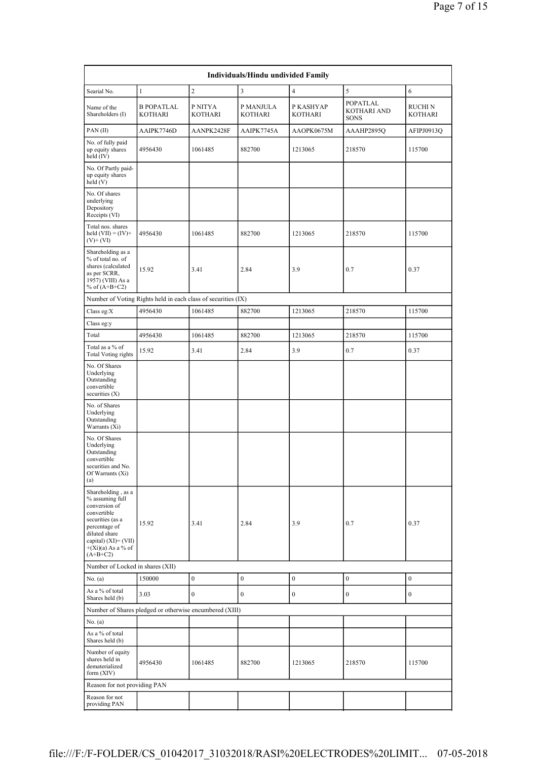| Individuals/Hindu undivided Family | | | | | | |
|---|---|---|---|---|---|---|
| Searial No. | 1 | 2 | 3 | 4 | 5 | 6 |
| Name of the Shareholders (I) | B POPATLAL KOTHARI | P NITYA KOTHARI | P MANJULA KOTHARI | P KASHYAP KOTHARI | POPATLAL KOTHARI AND SONS | RUCHI N KOTHARI |
| PAN (II) | AAIPK7746D | AANPK2428F | AAIPK7745A | AAOPK0675M | AAAHP2895Q | AFIPJ0913Q |
| No. of fully paid up equity shares held (IV) | 4956430 | 1061485 | 882700 | 1213065 | 218570 | 115700 |
| No. Of Partly paid-up equity shares held (V) | | | | | | |
| No. Of shares underlying Depository Receipts (VI) | | | | | | |
| Total nos. shares held (VII) = (IV)+(V)+ (VI) | 4956430 | 1061485 | 882700 | 1213065 | 218570 | 115700 |
| Shareholding as a % of total no. of shares (calculated as per SCRR, 1957) (VIII) As a % of (A+B+C2) | 15.92 | 3.41 | 2.84 | 3.9 | 0.7 | 0.37 |
| Number of Voting Rights held in each class of securities (IX) | | | | | | |
| Class eg:X | 4956430 | 1061485 | 882700 | 1213065 | 218570 | 115700 |
| Class eg:y | | | | | | |
| Total | 4956430 | 1061485 | 882700 | 1213065 | 218570 | 115700 |
| Total as a % of Total Voting rights | 15.92 | 3.41 | 2.84 | 3.9 | 0.7 | 0.37 |
| No. Of Shares Underlying Outstanding convertible securities (X) | | | | | | |
| No. of Shares Underlying Outstanding Warrants (Xi) | | | | | | |
| No. Of Shares Underlying Outstanding convertible securities and No. Of Warrants (Xi) (a) | | | | | | |
| Shareholding , as a % assuming full conversion of convertible securities (as a percentage of diluted share capital) (XI)= (VII)+(Xi)(a) As a % of (A+B+C2) | 15.92 | 3.41 | 2.84 | 3.9 | 0.7 | 0.37 |
| Number of Locked in shares (XII) | | | | | | |
| No. (a) | 150000 | 0 | 0 | 0 | 0 | 0 |
| As a % of total Shares held (b) | 3.03 | 0 | 0 | 0 | 0 | 0 |
| Number of Shares pledged or otherwise encumbered (XIII) | | | | | | |
| No. (a) | | | | | | |
| As a % of total Shares held (b) | | | | | | |
| Number of equity shares held in dematerialized form (XIV) | 4956430 | 1061485 | 882700 | 1213065 | 218570 | 115700 |
| Reason for not providing PAN | | | | | | |
| Reason for not providing PAN | | | | | | |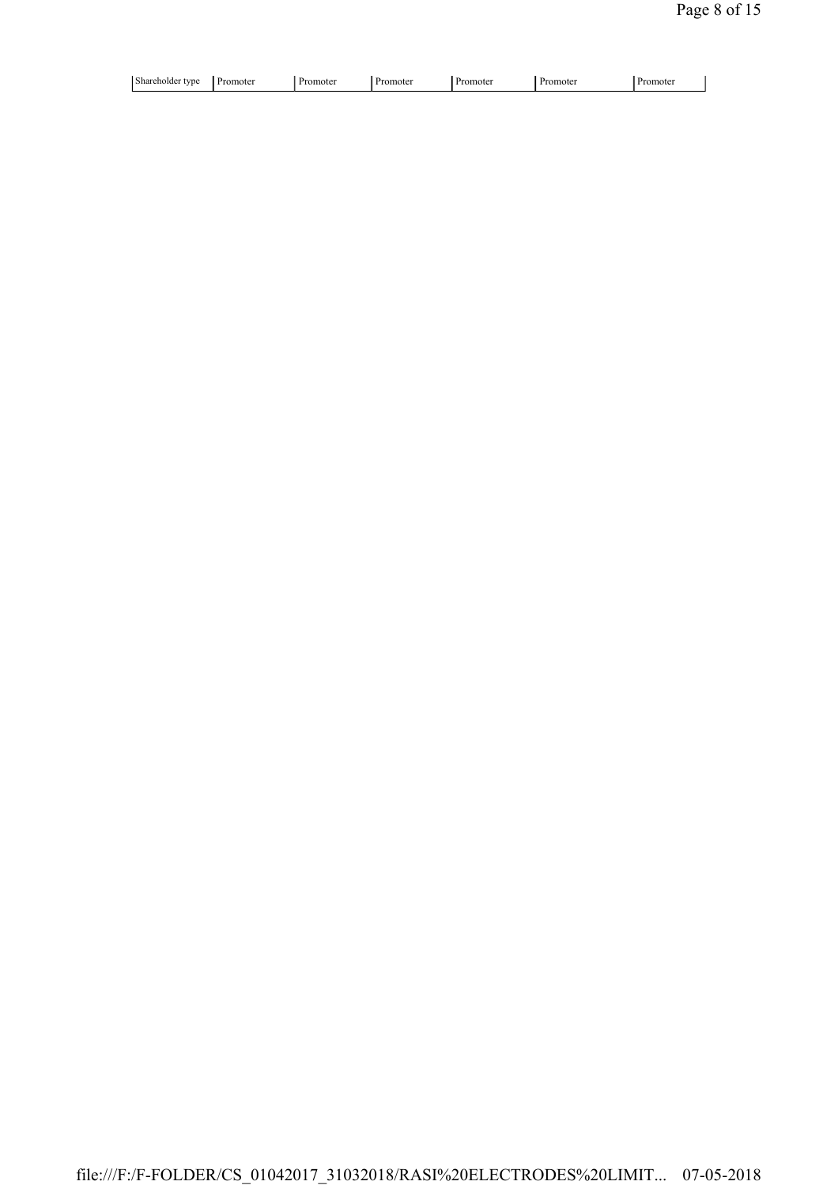| Shareholder type | Promoter | Promoter | Promoter | Promoter | Promoter | Promoter |
|---|---|---|---|---|---|---|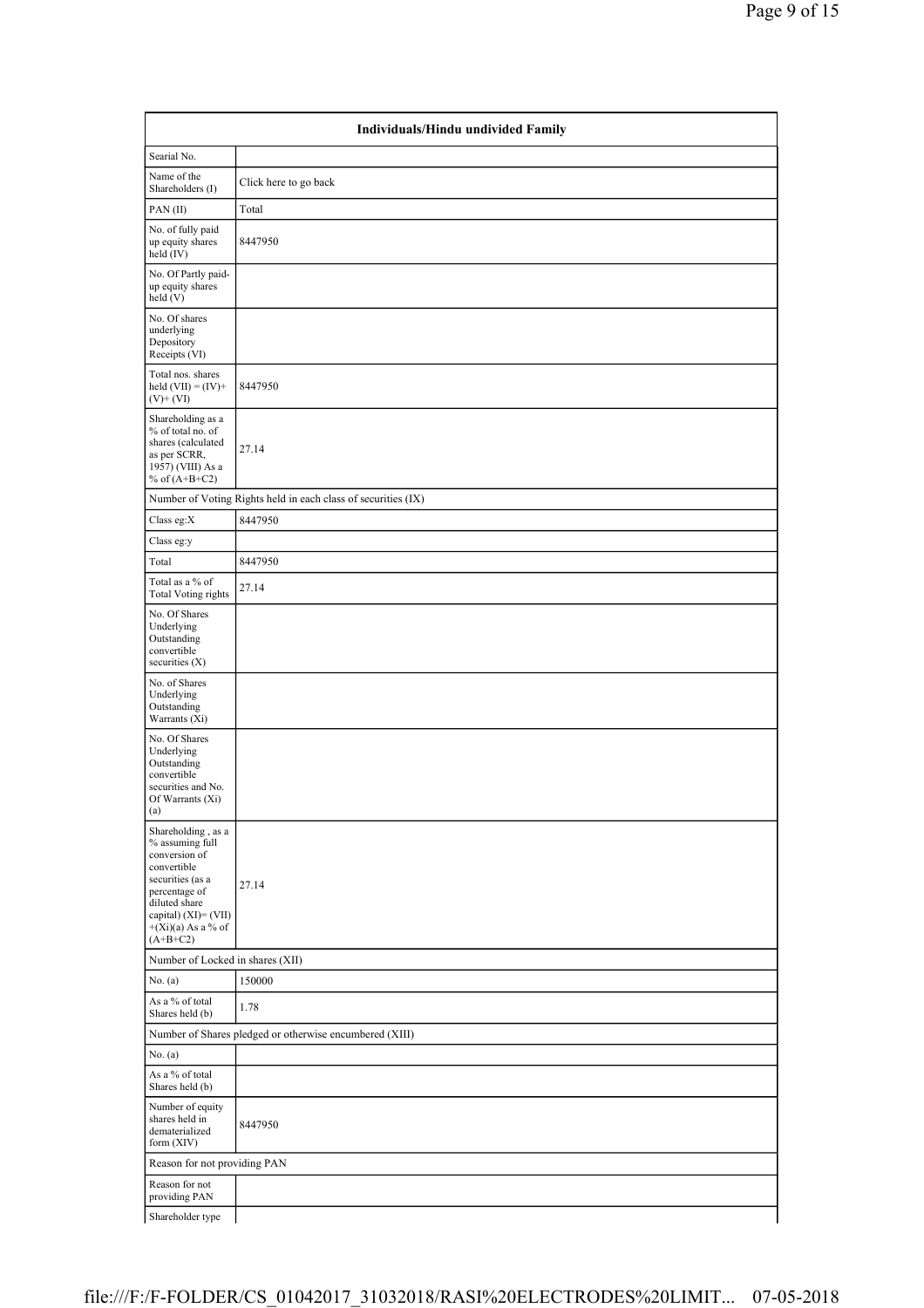| Individuals/Hindu undivided Family | |
|---|---|
| Searial No. | |
| Name of the Shareholders (I) | Click here to go back |
| PAN (II) | Total |
| No. of fully paid up equity shares held (IV) | 8447950 |
| No. Of Partly paid-up equity shares held (V) | |
| No. Of shares underlying Depository Receipts (VI) | |
| Total nos. shares held (VII) = (IV)+ (V)+ (VI) | 8447950 |
| Shareholding as a % of total no. of shares (calculated as per SCRR, 1957) (VIII) As a % of (A+B+C2) | 27.14 |
| Number of Voting Rights held in each class of securities (IX) | |
| Class eg:X | 8447950 |
| Class eg:y | |
| Total | 8447950 |
| Total as a % of Total Voting rights | 27.14 |
| No. Of Shares Underlying Outstanding convertible securities (X) | |
| No. of Shares Underlying Outstanding Warrants (Xi) | |
| No. Of Shares Underlying Outstanding convertible securities and No. Of Warrants (Xi) (a) | |
| Shareholding , as a % assuming full conversion of convertible securities (as a percentage of diluted share capital) (XI)= (VII) +(Xi)(a) As a % of (A+B+C2) | 27.14 |
| Number of Locked in shares (XII) | |
| No. (a) | 150000 |
| As a % of total Shares held (b) | 1.78 |
| Number of Shares pledged or otherwise encumbered (XIII) | |
| No. (a) | |
| As a % of total Shares held (b) | |
| Number of equity shares held in dematerialized form (XIV) | 8447950 |
| Reason for not providing PAN | |
| Reason for not providing PAN | |
| Shareholder type | |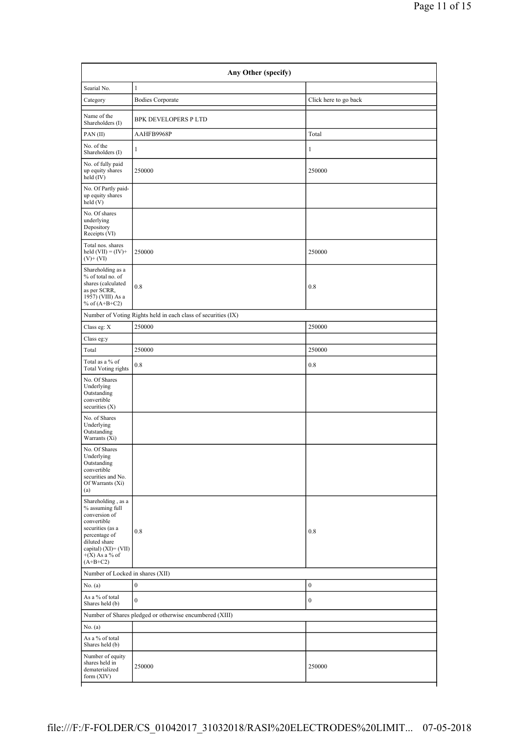| Any Other (specify) | | |
|---|---|---|
| Searial No. | 1 | |
| Category | Bodies Corporate | Click here to go back |
| Name of the Shareholders (I) | BPK DEVELOPERS P LTD | |
| PAN (II) | AAHFB9968P | Total |
| No. of the Shareholders (I) | 1 | 1 |
| No. of fully paid up equity shares held (IV) | 250000 | 250000 |
| No. Of Partly paid-up equity shares held (V) | | |
| No. Of shares underlying Depository Receipts (VI) | | |
| Total nos. shares held (VII) = (IV)+(V)+ (VI) | 250000 | 250000 |
| Shareholding as a % of total no. of shares (calculated as per SCRR, 1957) (VIII) As a % of (A+B+C2) | 0.8 | 0.8 |
| Number of Voting Rights held in each class of securities (IX) | | |
| Class eg: X | 250000 | 250000 |
| Class eg:y | | |
| Total | 250000 | 250000 |
| Total as a % of Total Voting rights | 0.8 | 0.8 |
| No. Of Shares Underlying Outstanding convertible securities (X) | | |
| No. of Shares Underlying Outstanding Warrants (Xi) | | |
| No. Of Shares Underlying Outstanding convertible securities and No. Of Warrants (Xi) (a) | | |
| Shareholding , as a % assuming full conversion of convertible securities (as a percentage of diluted share capital) (XI)= (VII)+(X) As a % of (A+B+C2) | 0.8 | 0.8 |
| Number of Locked in shares (XII) | | |
| No. (a) | 0 | 0 |
| As a % of total Shares held (b) | 0 | 0 |
| Number of Shares pledged or otherwise encumbered (XIII) | | |
| No. (a) | | |
| As a % of total Shares held (b) | | |
| Number of equity shares held in dematerialized form (XIV) | 250000 | 250000 |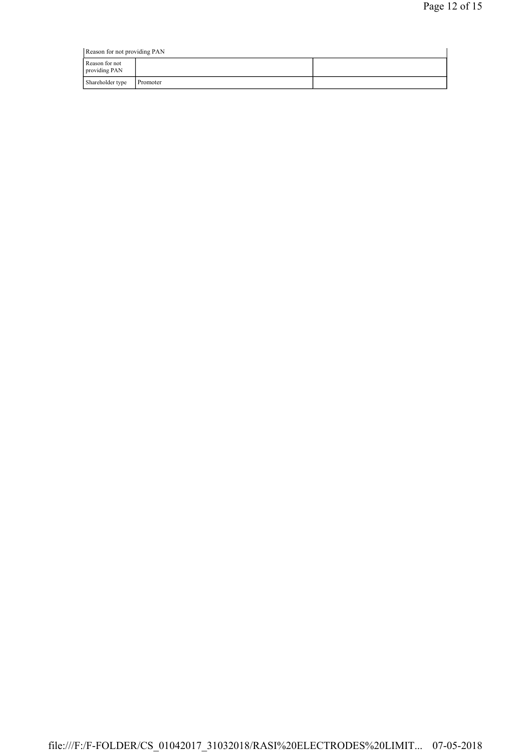| Reason for not providing PAN | | |
|---|---|---|
| Reason for not providing PAN | | |
| Shareholder type | Promoter | |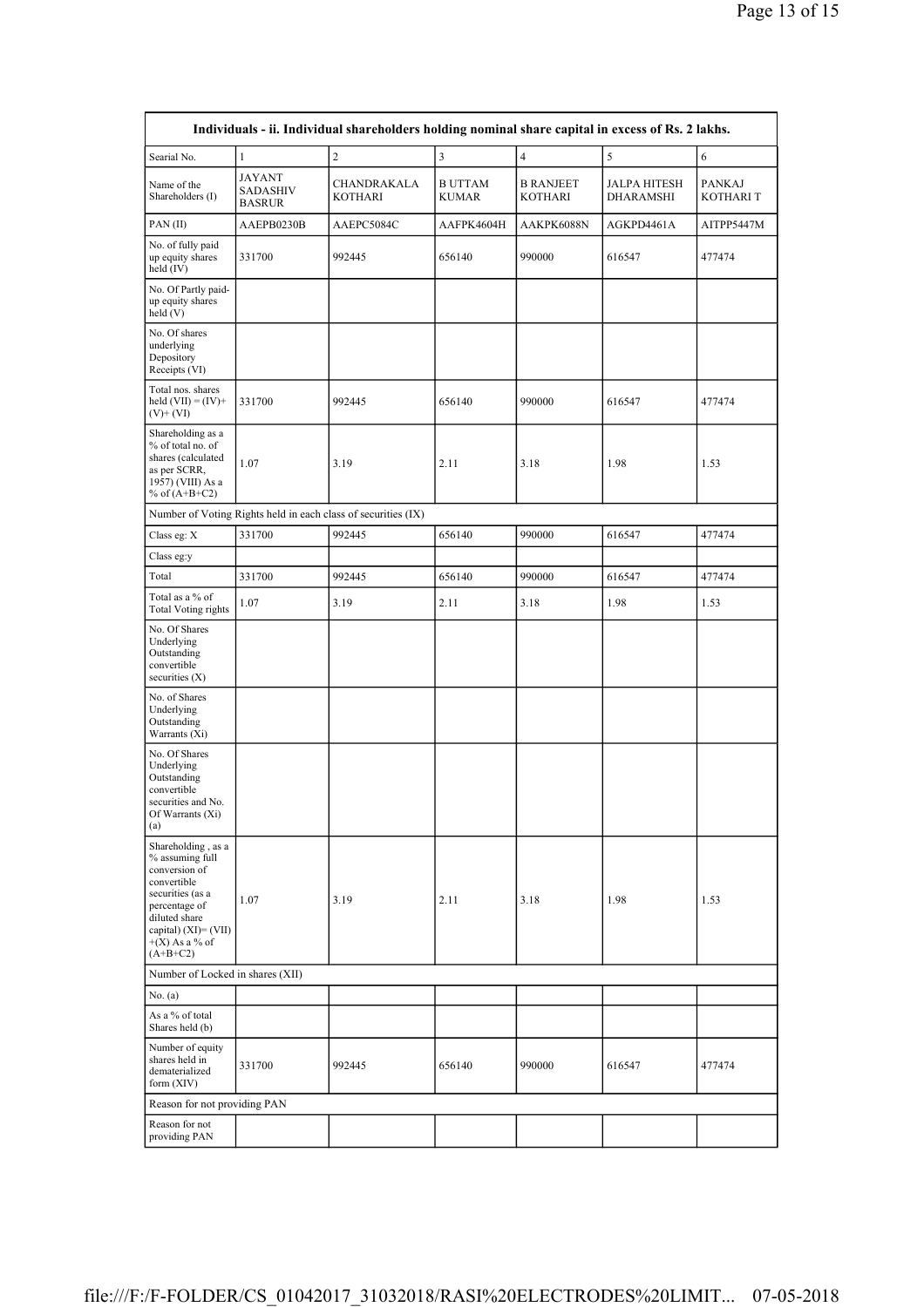| Individuals - ii. Individual shareholders holding nominal share capital in excess of Rs. 2 lakhs. | | | | | | |
|---|---|---|---|---|---|---|
| Searial No. | 1 | 2 | 3 | 4 | 5 | 6 |
| Name of the Shareholders (I) | JAYANT SADASHIV BASRUR | CHANDRAKALA KOTHARI | B UTTAM KUMAR | B RANJEET KOTHARI | JALPA HITESH DHARAMSHI | PANKAJ KOTHARI T |
| PAN (II) | AAEPB0230B | AAEPC5084C | AAFPK4604H | AAKPK6088N | AGKPD4461A | AITPP5447M |
| No. of fully paid up equity shares held (IV) | 331700 | 992445 | 656140 | 990000 | 616547 | 477474 |
| No. Of Partly paid-up equity shares held (V) | | | | | | |
| No. Of shares underlying Depository Receipts (VI) | | | | | | |
| Total nos. shares held (VII) = (IV)+ (V)+ (VI) | 331700 | 992445 | 656140 | 990000 | 616547 | 477474 |
| Shareholding as a % of total no. of shares (calculated as per SCRR, 1957) (VIII) As a % of (A+B+C2) | 1.07 | 3.19 | 2.11 | 3.18 | 1.98 | 1.53 |
| Number of Voting Rights held in each class of securities (IX) | | | | | | |
| Class eg: X | 331700 | 992445 | 656140 | 990000 | 616547 | 477474 |
| Class eg:y | | | | | | |
| Total | 331700 | 992445 | 656140 | 990000 | 616547 | 477474 |
| Total as a % of Total Voting rights | 1.07 | 3.19 | 2.11 | 3.18 | 1.98 | 1.53 |
| No. Of Shares Underlying Outstanding convertible securities (X) | | | | | | |
| No. of Shares Underlying Outstanding Warrants (Xi) | | | | | | |
| No. Of Shares Underlying Outstanding convertible securities and No. Of Warrants (Xi) (a) | | | | | | |
| Shareholding , as a % assuming full conversion of convertible securities (as a percentage of diluted share capital) (XI)= (VII) +(X) As a % of (A+B+C2) | 1.07 | 3.19 | 2.11 | 3.18 | 1.98 | 1.53 |
| Number of Locked in shares (XII) | | | | | | |
| No. (a) | | | | | | |
| As a % of total Shares held (b) | | | | | | |
| Number of equity shares held in dematerialized form (XIV) | 331700 | 992445 | 656140 | 990000 | 616547 | 477474 |
| Reason for not providing PAN | | | | | | |
| Reason for not providing PAN | | | | | | |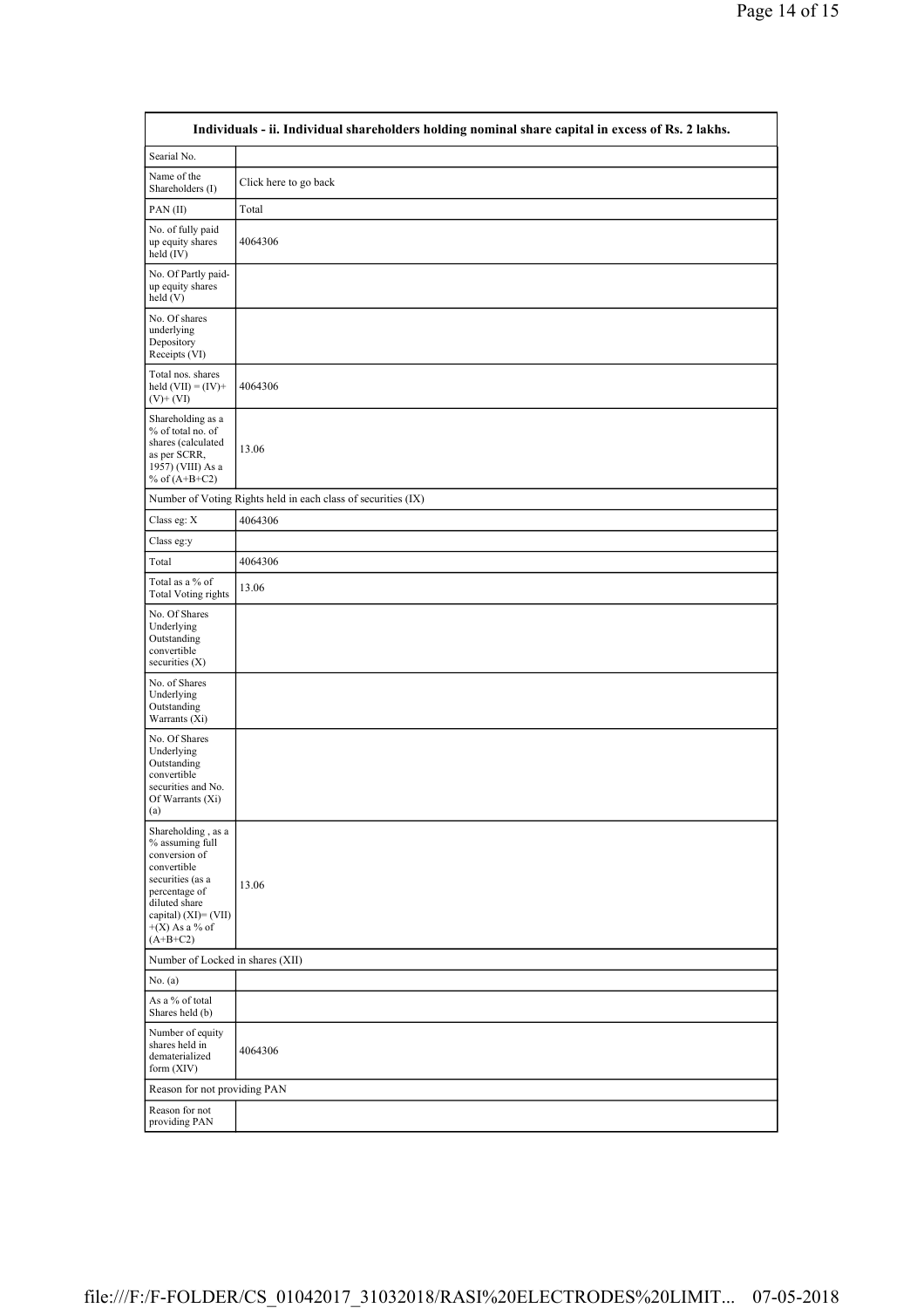| Individuals - ii. Individual shareholders holding nominal share capital in excess of Rs. 2 lakhs. | |
|---|---|
| Searial No. | |
| Name of the Shareholders (I) | Click here to go back |
| PAN (II) | Total |
| No. of fully paid up equity shares held (IV) | 4064306 |
| No. Of Partly paid-up equity shares held (V) | |
| No. Of shares underlying Depository Receipts (VI) | |
| Total nos. shares held (VII) = (IV)+ (V)+ (VI) | 4064306 |
| Shareholding as a % of total no. of shares (calculated as per SCRR, 1957) (VIII) As a % of (A+B+C2) | 13.06 |
| Number of Voting Rights held in each class of securities (IX) | |
| Class eg: X | 4064306 |
| Class eg:y | |
| Total | 4064306 |
| Total as a % of Total Voting rights | 13.06 |
| No. Of Shares Underlying Outstanding convertible securities (X) | |
| No. of Shares Underlying Outstanding Warrants (Xi) | |
| No. Of Shares Underlying Outstanding convertible securities and No. Of Warrants (Xi) (a) | |
| Shareholding , as a % assuming full conversion of convertible securities (as a percentage of diluted share capital) (XI)= (VII)+(X) As a % of (A+B+C2) | 13.06 |
| Number of Locked in shares (XII) | |
| No. (a) | |
| As a % of total Shares held (b) | |
| Number of equity shares held in dematerialized form (XIV) | 4064306 |
| Reason for not providing PAN | |
| Reason for not providing PAN | |